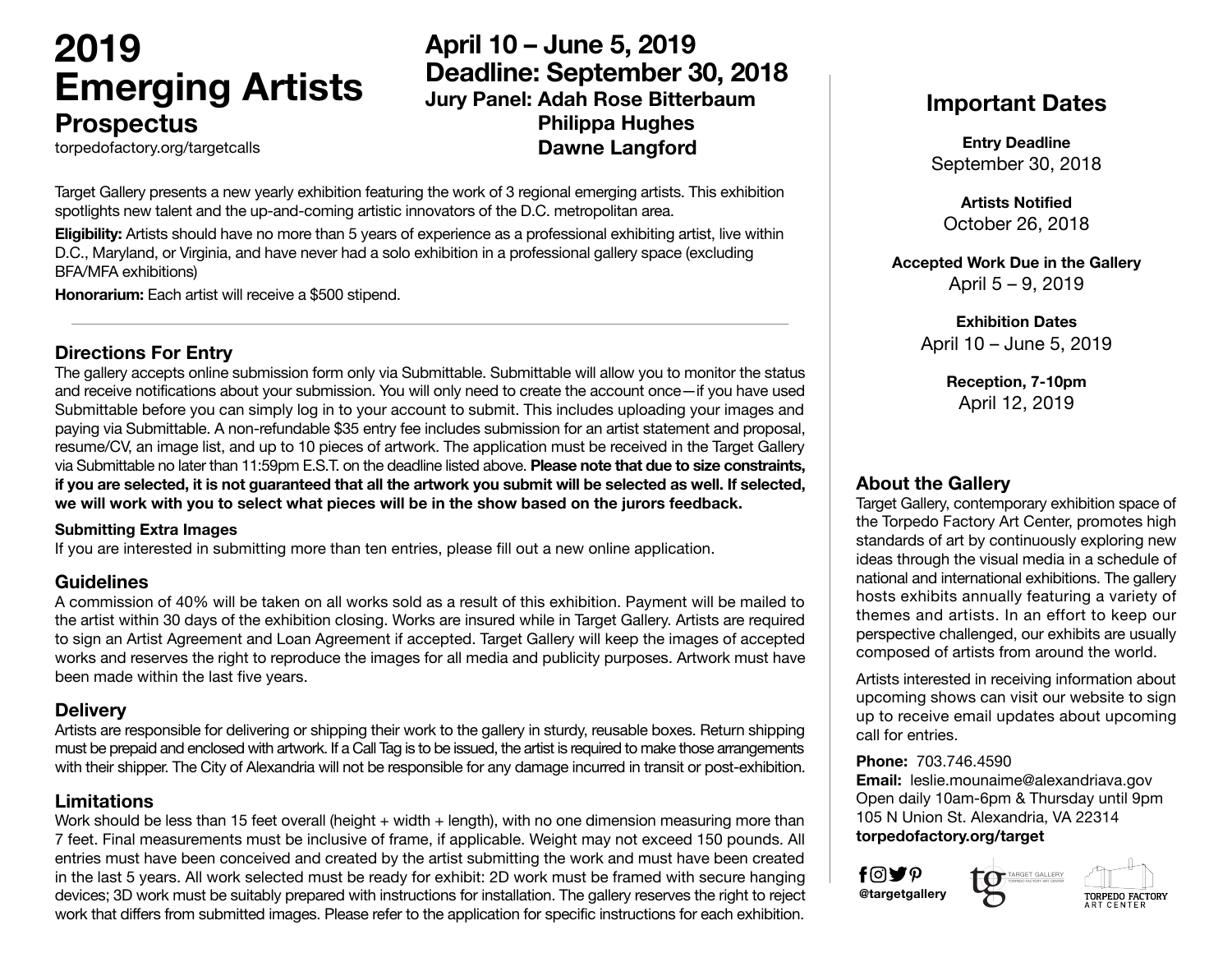# 2019 Emerging Artists

## Prospectus

torpedofactory.org/targetcalls

**April 10 – June 5, 2019**
**Deadline: September 30, 2018**
**Jury Panel: Adah Rose Bitterbaum**
**Philippa Hughes**
**Dawne Langford**

Target Gallery presents a new yearly exhibition featuring the work of 3 regional emerging artists. This exhibition spotlights new talent and the up-and-coming artistic innovators of the D.C. metropolitan area.

**Eligibility:** Artists should have no more than 5 years of experience as a professional exhibiting artist, live within D.C., Maryland, or Virginia, and have never had a solo exhibition in a professional gallery space (excluding BFA/MFA exhibitions)

**Honorarium:** Each artist will receive a $500 stipend.

---

### Directions For Entry

The gallery accepts online submission form only via Submittable. Submittable will allow you to monitor the status and receive notifications about your submission. You will only need to create the account once—if you have used Submittable before you can simply log in to your account to submit. This includes uploading your images and paying via Submittable. A non-refundable $35 entry fee includes submission for an artist statement and proposal, resume/CV, an image list, and up to 10 pieces of artwork. The application must be received in the Target Gallery via Submittable no later than 11:59pm E.S.T. on the deadline listed above. **Please note that due to size constraints, if you are selected, it is not guaranteed that all the artwork you submit will be selected as well. If selected, we will work with you to select what pieces will be in the show based on the jurors feedback.**

#### Submitting Extra Images

If you are interested in submitting more than ten entries, please fill out a new online application.

### Guidelines

A commission of 40% will be taken on all works sold as a result of this exhibition. Payment will be mailed to the artist within 30 days of the exhibition closing. Works are insured while in Target Gallery. Artists are required to sign an Artist Agreement and Loan Agreement if accepted. Target Gallery will keep the images of accepted works and reserves the right to reproduce the images for all media and publicity purposes. Artwork must have been made within the last five years.

### Delivery

Artists are responsible for delivering or shipping their work to the gallery in sturdy, reusable boxes. Return shipping must be prepaid and enclosed with artwork. If a Call Tag is to be issued, the artist is required to make those arrangements with their shipper. The City of Alexandria will not be responsible for any damage incurred in transit or post-exhibition.

### Limitations

Work should be less than 15 feet overall (height + width + length), with no one dimension measuring more than 7 feet. Final measurements must be inclusive of frame, if applicable. Weight may not exceed 150 pounds. All entries must have been conceived and created by the artist submitting the work and must have been created in the last 5 years. All work selected must be ready for exhibit: 2D work must be framed with secure hanging devices; 3D work must be suitably prepared with instructions for installation. The gallery reserves the right to reject work that differs from submitted images. Please refer to the application for specific instructions for each exhibition.

## Important Dates

**Entry Deadline**
September 30, 2018

**Artists Notified**
October 26, 2018

**Accepted Work Due in the Gallery**
April 5 – 9, 2019

**Exhibition Dates**
April 10 – June 5, 2019

**Reception, 7-10pm**
April 12, 2019

### About the Gallery

Target Gallery, contemporary exhibition space of the Torpedo Factory Art Center, promotes high standards of art by continuously exploring new ideas through the visual media in a schedule of national and international exhibitions. The gallery hosts exhibits annually featuring a variety of themes and artists. In an effort to keep our perspective challenged, our exhibits are usually composed of artists from around the world.

Artists interested in receiving information about upcoming shows can visit our website to sign up to receive email updates about upcoming call for entries.

**Phone:** 703.746.4590
**Email:** leslie.mounaime@alexandriava.gov
Open daily 10am-6pm & Thursday until 9pm
105 N Union St. Alexandria, VA 22314
**torpedofactory.org/target**

**@targetgallery**

TARGET GALLERY TORPEDO FACTORY ART CENTER

TORPEDO FACTORY ART CENTER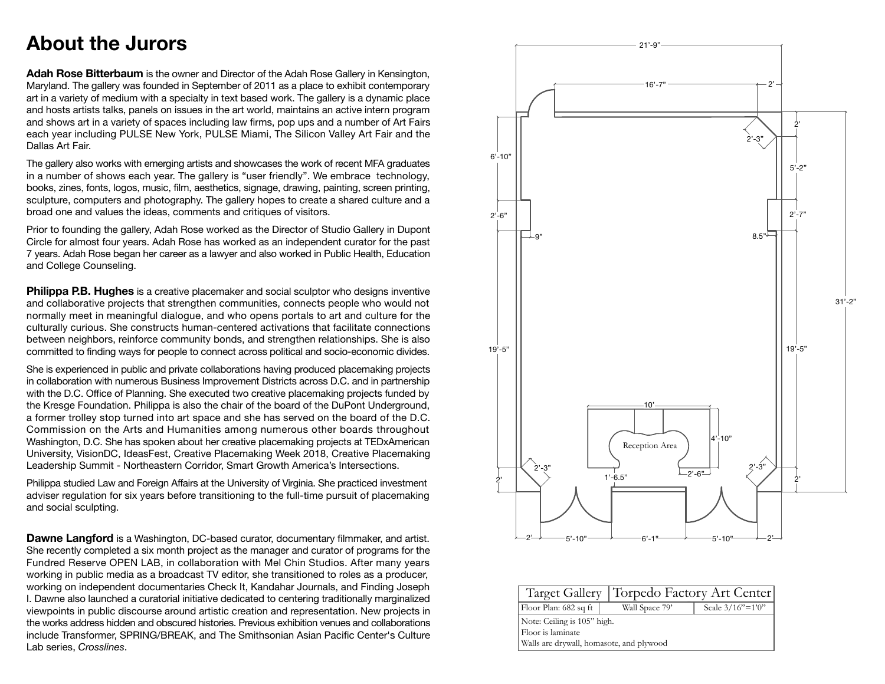# About the Jurors

**Adah Rose Bitterbaum** is the owner and Director of the Adah Rose Gallery in Kensington, Maryland. The gallery was founded in September of 2011 as a place to exhibit contemporary art in a variety of medium with a specialty in text based work. The gallery is a dynamic place and hosts artists talks, panels on issues in the art world, maintains an active intern program and shows art in a variety of spaces including law firms, pop ups and a number of Art Fairs each year including PULSE New York, PULSE Miami, The Silicon Valley Art Fair and the Dallas Art Fair.

The gallery also works with emerging artists and showcases the work of recent MFA graduates in a number of shows each year. The gallery is "user friendly". We embrace technology, books, zines, fonts, logos, music, film, aesthetics, signage, drawing, painting, screen printing, sculpture, computers and photography. The gallery hopes to create a shared culture and a broad one and values the ideas, comments and critiques of visitors.

Prior to founding the gallery, Adah Rose worked as the Director of Studio Gallery in Dupont Circle for almost four years. Adah Rose has worked as an independent curator for the past 7 years. Adah Rose began her career as a lawyer and also worked in Public Health, Education and College Counseling.

**Philippa P.B. Hughes** is a creative placemaker and social sculptor who designs inventive and collaborative projects that strengthen communities, connects people who would not normally meet in meaningful dialogue, and who opens portals to art and culture for the culturally curious. She constructs human-centered activations that facilitate connections between neighbors, reinforce community bonds, and strengthen relationships. She is also committed to finding ways for people to connect across political and socio-economic divides.

She is experienced in public and private collaborations having produced placemaking projects in collaboration with numerous Business Improvement Districts across D.C. and in partnership with the D.C. Office of Planning. She executed two creative placemaking projects funded by the Kresge Foundation. Philippa is also the chair of the board of the DuPont Underground, a former trolley stop turned into art space and she has served on the board of the D.C. Commission on the Arts and Humanities among numerous other boards throughout Washington, D.C. She has spoken about her creative placemaking projects at TEDxAmerican University, VisionDC, IdeasFest, Creative Placemaking Week 2018, Creative Placemaking Leadership Summit - Northeastern Corridor, Smart Growth America's Intersections.

Philippa studied Law and Foreign Affairs at the University of Virginia. She practiced investment adviser regulation for six years before transitioning to the full-time pursuit of placemaking and social sculpting.

**Dawne Langford** is a Washington, DC-based curator, documentary filmmaker, and artist. She recently completed a six month project as the manager and curator of programs for the Fundred Reserve OPEN LAB, in collaboration with Mel Chin Studios. After many years working in public media as a broadcast TV editor, she transitioned to roles as a producer, working on independent documentaries Check It, Kandahar Journals, and Finding Joseph I. Dawne also launched a curatorial initiative dedicated to centering traditionally marginalized viewpoints in public discourse around artistic creation and representation. New projects in the works address hidden and obscured histories. Previous exhibition venues and collaborations include Transformer, SPRING/BREAK, and The Smithsonian Asian Pacific Center's Culture Lab series, *Crosslines*.

21'-9"
16'-7"
2'
2'
2'-3"
6'-10"
5'-2"
2'-6"
2'-7"
9"
8.5"
31'-2"
19'-5"
19'-5"
10'
4'-10"
Reception Area
2'-3"
2'-3"
1'-6.5"
2'-6"
2'
2'
2'
5'-10"
6'-1"
5'-10"
2'

| Target Gallery | Torpedo Factory Art Center | |
|---|---|---|
| Floor Plan: 682 sq ft | Wall Space 79' | Scale 3/16"=1'0" |
| Note: Ceiling is 105" high. | | |
| Floor is laminate | | |
| Walls are drywall, homasote, and plywood | | |